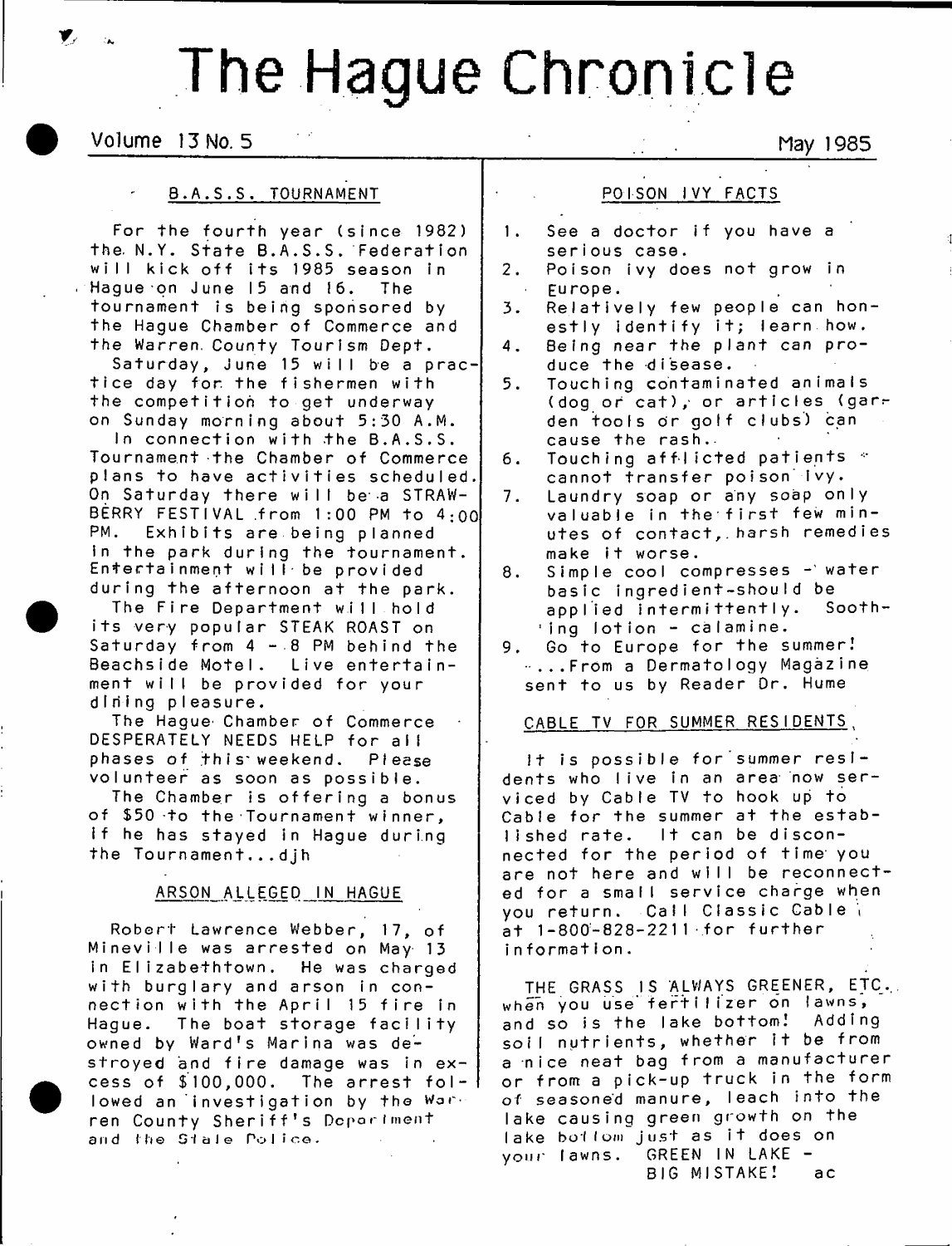# The Hague Chronicle

Volume 13 No. 5 May 1985

## B.A.S.S. TOURNAMENT

For the fourth year (since 1982) the N.Y. State B.A.S.S. Federation will kick off its 1985 season in Hague on June 15 and 16. The tournament is being sponsored by the Hague Chamber of Commerce and the Warren County Tourism Dept.

Saturday, June 15 will be a practice day for the fishermen with the competition to get underway on Sunday morning about 5:30 A.M.

In connection with the B.A.S.S. Tournament the Chamber of Commerce plans to have activities scheduled. On Saturday there will be a STRAWBERRY FESTIVAL from 1:00 PM to 4:00 PM. Exhibits are being planned in the park during the tournament. Entertainment will be provided during the afternoon at the park.

The Fire Department will hold its very popular STEAK ROAST on Saturday from 4 - 8 PM behind the Beachside Motel. Live entertainment will be provided for your dining pleasure.

The Hague Chamber of Commerce DESPERATELY NEEDS HELP for all phases of this weekend. Please volunteer as soon as possible.

The Chamber is offering a bonus of $50 to the Tournament winner, if he has stayed in Hague during the Tournament...djh

## ARSON ALLEGED IN HAGUE

Robert Lawrence Webber, 17, of Mineville was arrested on May 13 in Elizabethtown. He was charged with burglary and arson in connection with the April 15 fire in Hague. The boat storage facility owned by Ward's Marina was destroyed and fire damage was in excess of $100,000. The arrest followed an investigation by the Warren County Sheriff's Department and the State Police.

## POISON IVY FACTS

1. See a doctor if you have a serious case.
2. Poison ivy does not grow in Europe.
3. Relatively few people can honestly identify it; learn how.
4. Being near the plant can produce the disease.
5. Touching contaminated animals (dog or cat), or articles (garden tools or golf clubs) can cause the rash.
6. Touching afflicted patients cannot transfer poison ivy.
7. Laundry soap or any soap only valuable in the first few minutes of contact, harsh remedies make it worse.
8. Simple cool compresses - water basic ingredient-should be applied intermittently. Soothing lotion - calamine.
9. Go to Europe for the summer!

....From a Dermatology Magazine sent to us by Reader Dr. Hume

## CABLE TV FOR SUMMER RESIDENTS

It is possible for summer residents who live in an area now serviced by Cable TV to hook up to Cable for the summer at the established rate. It can be disconnected for the period of time you are not here and will be reconnected for a small service charge when you return. Call Classic Cable at 1-800-828-2211 for further information.

THE GRASS IS ALWAYS GREENER, ETC. when you use fertilizer on lawns, and so is the lake bottom! Adding soil nutrients, whether it be from a nice neat bag from a manufacturer or from a pick-up truck in the form of seasoned manure, leach into the lake causing green growth on the lake bottom just as it does on your lawns. GREEN IN LAKE - BIG MISTAKE! ac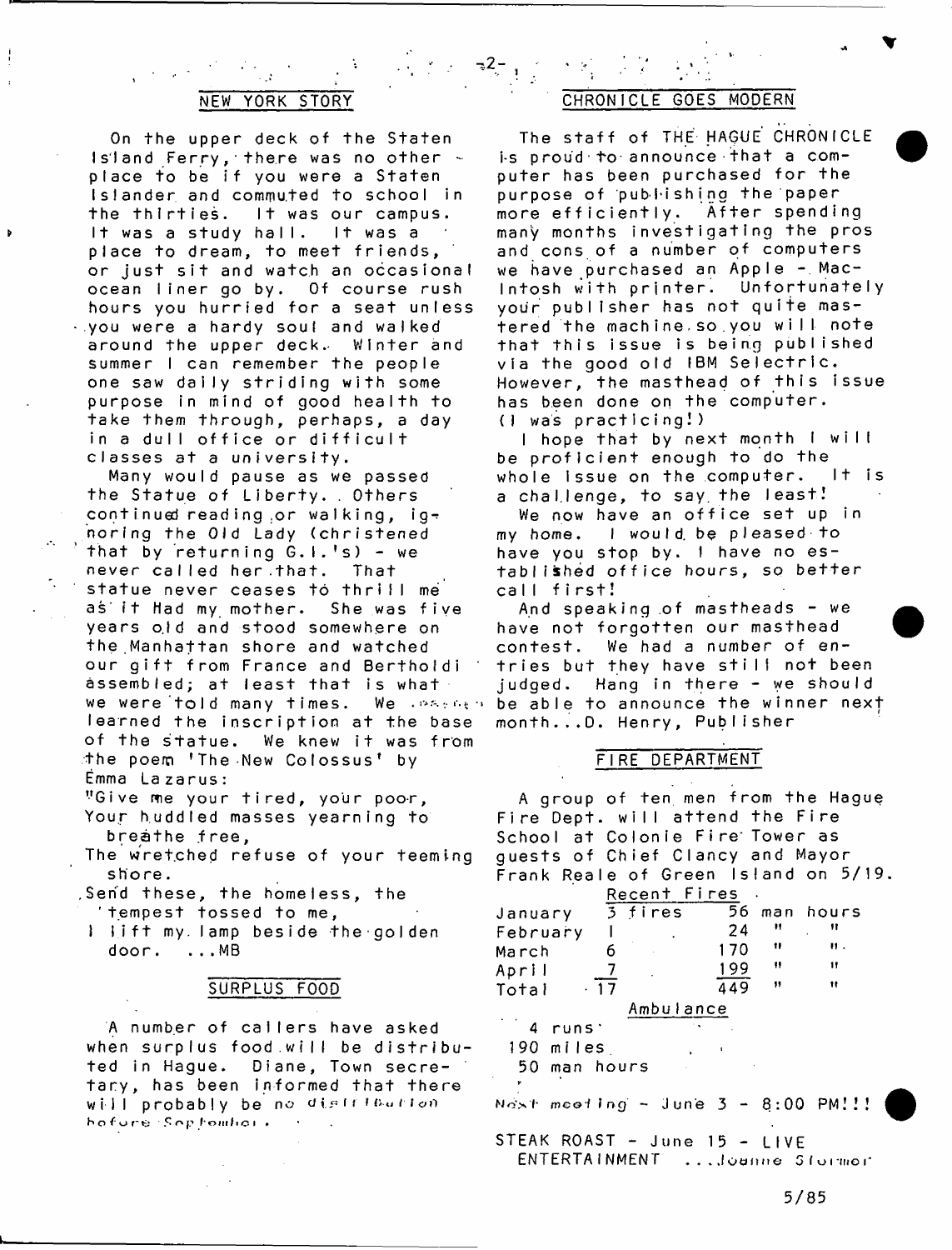## NEW YORK STORY

On the upper deck of the Staten Island Ferry, there was no other place to be if you were a Staten Islander and commuted to school in the thirties. It was a study hall. It was our campus. It was a place to dream, to meet friends, or just sit and watch an occasional ocean liner go by. Of course rush hours you hurried for a seat unless you were a hardy soul and walked around the upper deck. Winter and summer I can remember the people one saw daily striding with some purpose in mind of good health to take them through, perhaps, a day in a dull office or difficult classes at a university.

Many would pause as we passed the Statue of Liberty. Others continued reading or walking, ignoring the Old Lady (christened that by returning G.I.'s) - we never called her that. That statue never ceases to thrill me as it had my mother. She was five years old and stood somewhere on the Manhattan shore and watched our gift from France and Bertholdi assembled; at least that is what we were told many times. We learned the inscription at the base of the statue. We knew it was from the poem 'The New Colossus' by Emma Lazarus:

"Give me your tired, your poor,
Your huddled masses yearning to breathe free,
The wretched refuse of your teeming shore.
Send these, the homeless, the tempest tossed to me,
I lift my lamp beside the golden door. ...MB

## SURPLUS FOOD

A number of callers have asked when surplus food will be distributed in Hague. Diane, Town secretary, has been informed that there will probably be no distribution before September.

## CHRONICLE GOES MODERN

The staff of THE HAGUE CHRONICLE is proud to announce that a computer has been purchased for the purpose of publishing the paper more efficiently. After spending many months investigating the pros and cons of a number of computers we have purchased an Apple - MacIntosh with printer. Unfortunately your publisher has not quite mastered the machine so you will note that this issue is being published via the good old IBM Selectric. However, the masthead of this issue has been done on the computer. (I was practicing!)

I hope that by next month I will be proficient enough to do the whole issue on the computer. It is a challenge, to say the least!

We now have an office set up in my home. I would be pleased to have you stop by. I have no established office hours, so better call first!

And speaking of mastheads - we have not forgotten our masthead contest. We had a number of entries but they have still not been judged. Hang in there - we should be able to announce the winner next month...D. Henry, Publisher

## FIRE DEPARTMENT

A group of ten men from the Hague Fire Dept. will attend the Fire School at Colonie Fire Tower as guests of Chief Clancy and Mayor Frank Reale of Green Island on 5/19.

Recent Fires

| Month | Fires | Man hours |
|---|---|---|
| January | 3 fires | 56 man hours |
| February | 1 | 24 " " |
| March | 6 | 170 " " |
| April | 7 | 199 " " |
| Total | 17 | 449 " " |

Ambulance

4 runs
190 miles
50 man hours

*Next meeting - June 3 - 8:00 PM!!!*

STEAK ROAST - June 15 - LIVE ENTERTAINMENT ...Joanne Stormer

5/85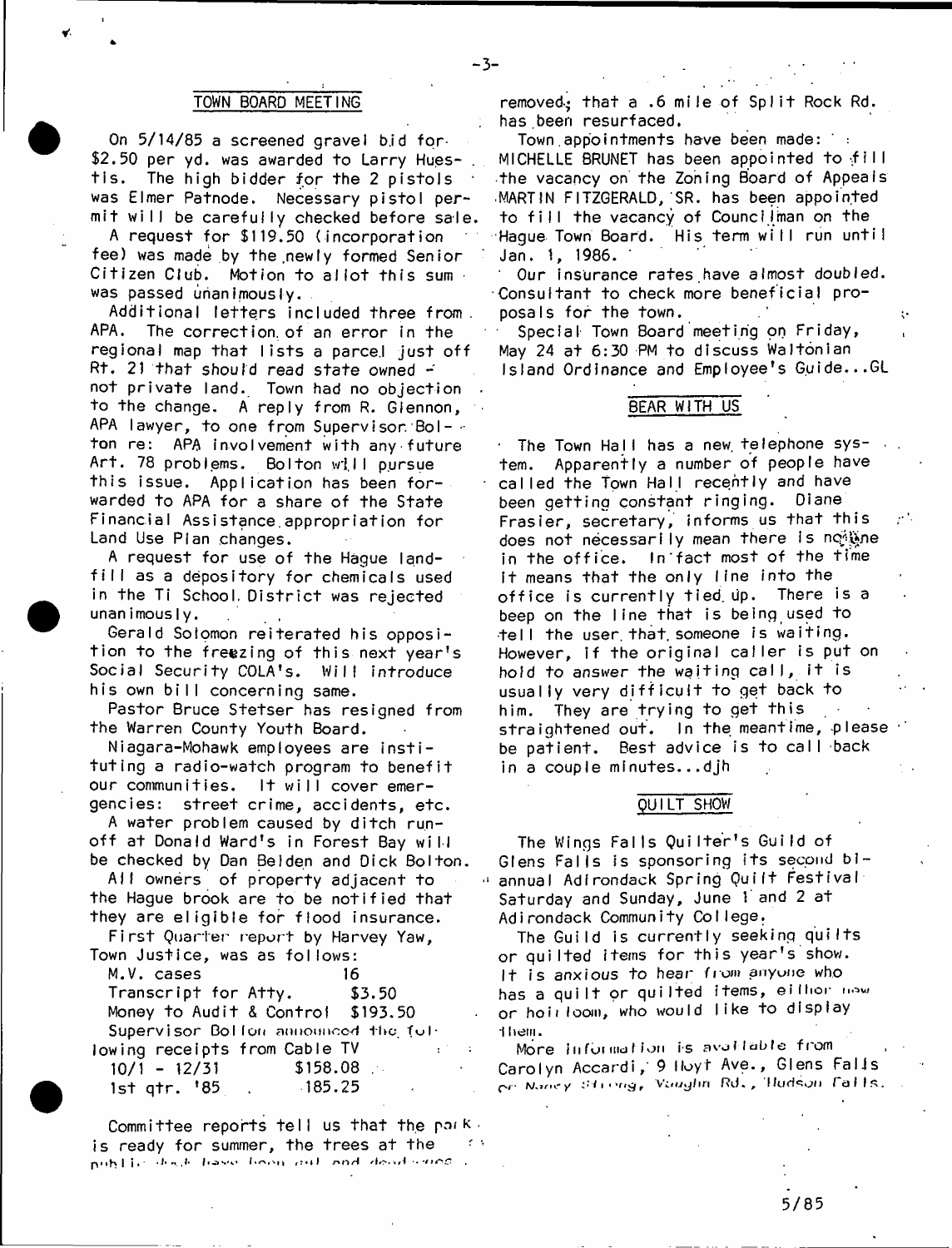## TOWN BOARD MEETING

On 5/14/85 a screened gravel bid for $2.50 per yd. was awarded to Larry Huestis. The high bidder for the 2 pistols was Elmer Patnode. Necessary pistol permit will be carefully checked before sale.

A request for $119.50 (incorporation fee) was made by the newly formed Senior Citizen Club. Motion to allot this sum was passed unanimously.

Additional letters included three from APA. The correction of an error in the regional map that lists a parcel just off Rt. 21 that should read state owned - not private land. Town had no objection to the change. A reply from R. Glennon, APA lawyer, to one from Supervisor Bolton re: APA involvement with any future Art. 78 problems. Bolton will pursue this issue. Application has been forwarded to APA for a share of the State Financial Assistance appropriation for Land Use Plan changes.

A request for use of the Hague landfill as a depository for chemicals used in the Ti School District was rejected unanimously.

Gerald Solomon reiterated his opposition to the freezing of this next year's Social Security COLA's. Will introduce his own bill concerning same.

Pastor Bruce Stetser has resigned from the Warren County Youth Board.

Niagara-Mohawk employees are instituting a radio-watch program to benefit our communities. It will cover emergencies: street crime, accidents, etc.

A water problem caused by ditch runoff at Donald Ward's in Forest Bay will be checked by Dan Belden and Dick Bolton.

All owners of property adjacent to the Hague brook are to be notified that they are eligible for flood insurance.

First Quarter report by Harvey Yaw, Town Justice, was as follows:

| | |
|---|---|
| M.V. cases | 16 |
| Transcript for Atty. | $3.50 |
| Money to Audit & Control | $193.50 |

Supervisor Bolton announced the following receipts from Cable TV

| | |
|---|---|
| 10/1 - 12/31 | $158.08 |
| 1st qtr. '85 | 185.25 |

Committee reports tell us that the park is ready for summer, the trees at the public dock have been cut and dead ones removed; that a .6 mile of Split Rock Rd. has been resurfaced.

Town appointments have been made: MICHELLE BRUNET has been appointed to fill the vacancy on the Zoning Board of Appeals. MARTIN FITZGERALD, SR. has been appointed to fill the vacancy of Councilman on the Hague Town Board. His term will run until Jan. 1, 1986.

Our insurance rates have almost doubled. Consultant to check more beneficial proposals for the town.

Special Town Board meeting on Friday, May 24 at 6:30 PM to discuss Waltonian Island Ordinance and Employee's Guide...GL

## BEAR WITH US

The Town Hall has a new telephone system. Apparently a number of people have called the Town Hall recently and have been getting constant ringing. Diane Frasier, secretary, informs us that this does not necessarily mean there is no one in the office. In fact most of the time it means that the only line into the office is currently tied up. There is a beep on the line that is being used to tell the user that someone is waiting. However, if the original caller is put on hold to answer the waiting call, it is usually very difficult to get back to him. They are trying to get this straightened out. In the meantime, please be patient. Best advice is to call back in a couple minutes...djh

## QUILT SHOW

The Wings Falls Quilter's Guild of Glens Falls is sponsoring its second biannual Adirondack Spring Quilt Festival Saturday and Sunday, June 1 and 2 at Adirondack Community College.

The Guild is currently seeking quilts or quilted items for this year's show. It is anxious to hear from anyone who has a quilt or quilted items, either new or heirloom, who would like to display them.

More information is available from Carolyn Accardi, 9 Hoyt Ave., Glens Falls or Nancy Strong, Vaughn Rd., Hudson Falls.

5/85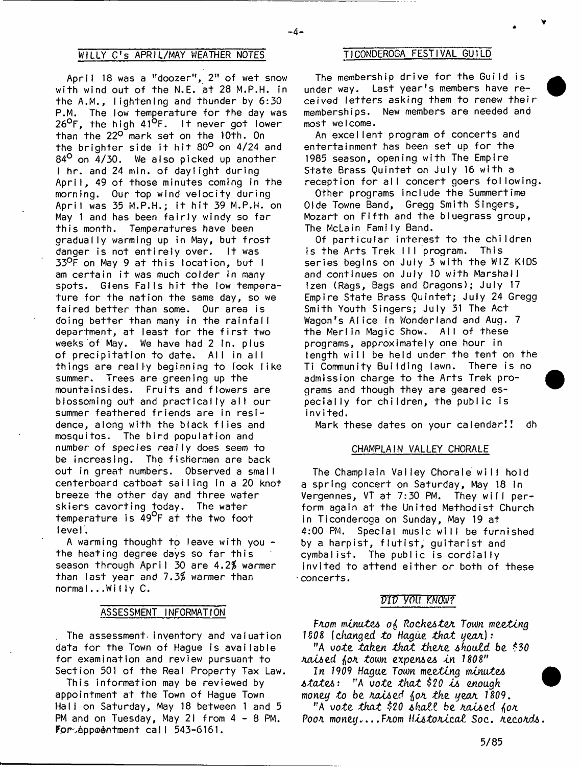## WILLY C's APRIL/MAY WEATHER NOTES

April 18 was a "doozer", 2" of wet snow with wind out of the N.E. at 28 M.P.H. in the A.M., lightening and thunder by 6:30 P.M. The low temperature for the day was 26°F, the high 41°F. It never got lower than the 22° mark set on the 10th. On the brighter side it hit 80° on 4/24 and 84° on 4/30. We also picked up another 1 hr. and 24 min. of daylight during April, 49 of those minutes coming in the morning. Our top wind velocity during April was 35 M.P.H.; it hit 39 M.P.H. on May 1 and has been fairly windy so far this month. Temperatures have been gradually warming up in May, but frost danger is not entirely over. It was 33°F on May 9 at this location, but I am certain it was much colder in many spots. Glens Falls hit the low temperature for the nation the same day, so we faired better than some. Our area is doing better than many in the rainfall department, at least for the first two weeks of May. We have had 2 in. plus of precipitation to date. All in all things are really beginning to look like summer. Trees are greening up the mountainsides. Fruits and flowers are blossoming out and practically all our summer feathered friends are in residence, along with the black flies and mosquitos. The bird population and number of species really does seem to be increasing. The fishermen are back out in great numbers. Observed a small centerboard catboat sailing in a 20 knot breeze the other day and three water skiers cavorting today. The water temperature is 49°F at the two foot level.

A warming thought to leave with you - the heating degree days so far this season through April 30 are 4.2% warmer than last year and 7.3% warmer than normal...Willy C.

## ASSESSMENT INFORMATION

The assessment inventory and valuation data for the Town of Hague is available for examination and review pursuant to Section 501 of the Real Property Tax Law.

This information may be reviewed by appointment at the Town of Hague Town Hall on Saturday, May 18 between 1 and 5 PM and on Tuesday, May 21 from 4 - 8 PM. For appointment call 543-6161.

## TICONDEROGA FESTIVAL GUILD

The membership drive for the Guild is under way. Last year's members have received letters asking them to renew their memberships. New members are needed and most welcome.

An excellent program of concerts and entertainment has been set up for the 1985 season, opening with The Empire State Brass Quintet on July 16 with a reception for all concert goers following.

Other programs include the Summertime Olde Towne Band, Gregg Smith Singers, Mozart on Fifth and the bluegrass group, The McLain Family Band.

Of particular interest to the children is the Arts Trek III program. This series begins on July 3 with the WIZ KIDS and continues on July 10 with Marshall Izen (Rags, Bags and Dragons); July 17 Empire State Brass Quintet; July 24 Gregg Smith Youth Singers; July 31 The Act Wagon's Alice in Wonderland and Aug. 7 the Merlin Magic Show. All of these programs, approximately one hour in length will be held under the tent on the Ti Community Building lawn. There is no admission charge to the Arts Trek programs and though they are geared especially for children, the public is invited.

Mark these dates on your calendar!! dh

## CHAMPLAIN VALLEY CHORALE

The Champlain Valley Chorale will hold a spring concert on Saturday, May 18 in Vergennes, VT at 7:30 PM. They will perform again at the United Methodist Church in Ticonderoga on Sunday, May 19 at 4:00 PM. Special music will be furnished by a harpist, flutist, guitarist and cymbalist. The public is cordially invited to attend either or both of these concerts.

## *DID YOU KNOW?*

*From minutes of Rochester Town meeting 1808 (changed to Hague that year):*

*"A vote taken that there should be $30 raised for town expenses in 1808"*

*In 1909 Hague Town meeting minutes states: "A vote that $20 is enough money to be raised for the year 1809.*

*"A vote that $20 shall be raised for Poor money....From Historical Soc. records.*

5/85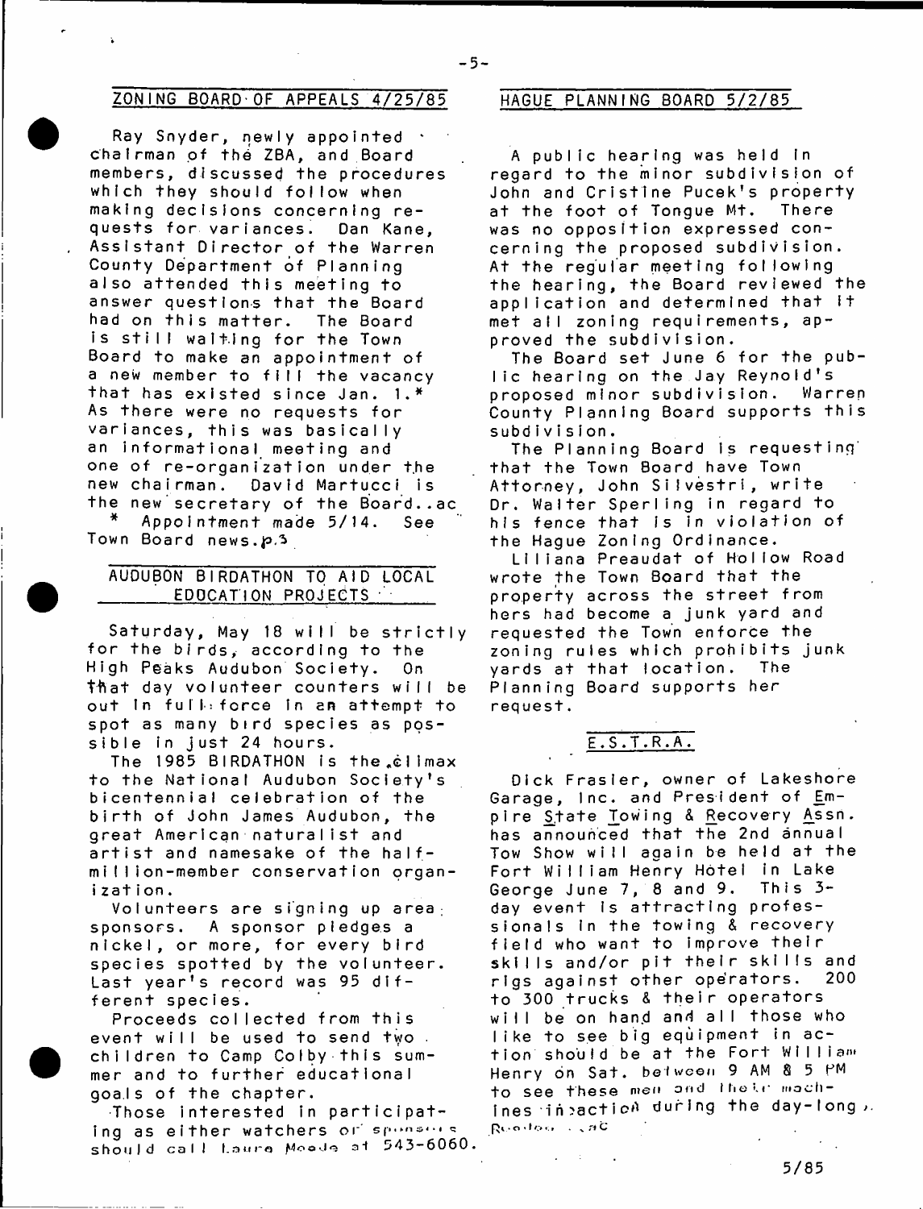## ZONING BOARD OF APPEALS 4/25/85

Ray Snyder, newly appointed chairman of the ZBA, and Board members, discussed the procedures which they should follow when making decisions concerning requests for variances. Dan Kane, Assistant Director of the Warren County Department of Planning also attended this meeting to answer questions that the Board had on this matter. The Board is still waiting for the Town Board to make an appointment of a new member to fill the vacancy that has existed since Jan. 1.* As there were no requests for variances, this was basically an informational meeting and one of re-organization under the new chairman. David Martucci is the new secretary of the Board..ac

\* Appointment made 5/14. See Town Board news.p.3

## AUDUBON BIRDATHON TO AID LOCAL EDUCATION PROJECTS

Saturday, May 18 will be strictly for the birds, according to the High Peaks Audubon Society. On that day volunteer counters will be out in full force in an attempt to spot as many bird species as possible in just 24 hours.

The 1985 BIRDATHON is the climax to the National Audubon Society's bicentennial celebration of the birth of John James Audubon, the great American naturalist and artist and namesake of the half-million-member conservation organization.

Volunteers are signing up area sponsors. A sponsor pledges a nickel, or more, for every bird species spotted by the volunteer. Last year's record was 95 different species.

Proceeds collected from this event will be used to send two children to Camp Colby this summer and to further educational goals of the chapter.

Those interested in participating as either watchers or sponsors should call Laura Meade at 543-6060.

## HAGUE PLANNING BOARD 5/2/85

A public hearing was held in regard to the minor subdivision of John and Cristine Pucek's property at the foot of Tongue Mt. There was no opposition expressed concerning the proposed subdivision. At the regular meeting following the hearing, the Board reviewed the application and determined that it met all zoning requirements, approved the subdivision.

The Board set June 6 for the public hearing on the Jay Reynold's proposed minor subdivision. Warren County Planning Board supports this subdivision.

The Planning Board is requesting that the Town Board have Town Attorney, John Silvestri, write Dr. Walter Sperling in regard to his fence that is in violation of the Hague Zoning Ordinance.

Liliana Preaudat of Hollow Road wrote the Town Board that the property across the street from hers had become a junk yard and requested the Town enforce the zoning rules which prohibits junk yards at that location. The Planning Board supports her request.

## E.S.T.R.A.

Dick Frasier, owner of Lakeshore Garage, Inc. and President of Empire State Towing & Recovery Assn. has announced that the 2nd annual Tow Show will again be held at the Fort William Henry Hotel in Lake George June 7, 8 and 9. This 3-day event is attracting professionals in the towing & recovery field who want to improve their skills and/or pit their skills and rigs against other operators. 200 to 300 trucks & their operators will be on hand and all those who like to see big equipment in action should be at the Fort William Henry on Sat. between 9 AM & 5 PM to see these men and their machines in action during the day-long. Rodeo ..ac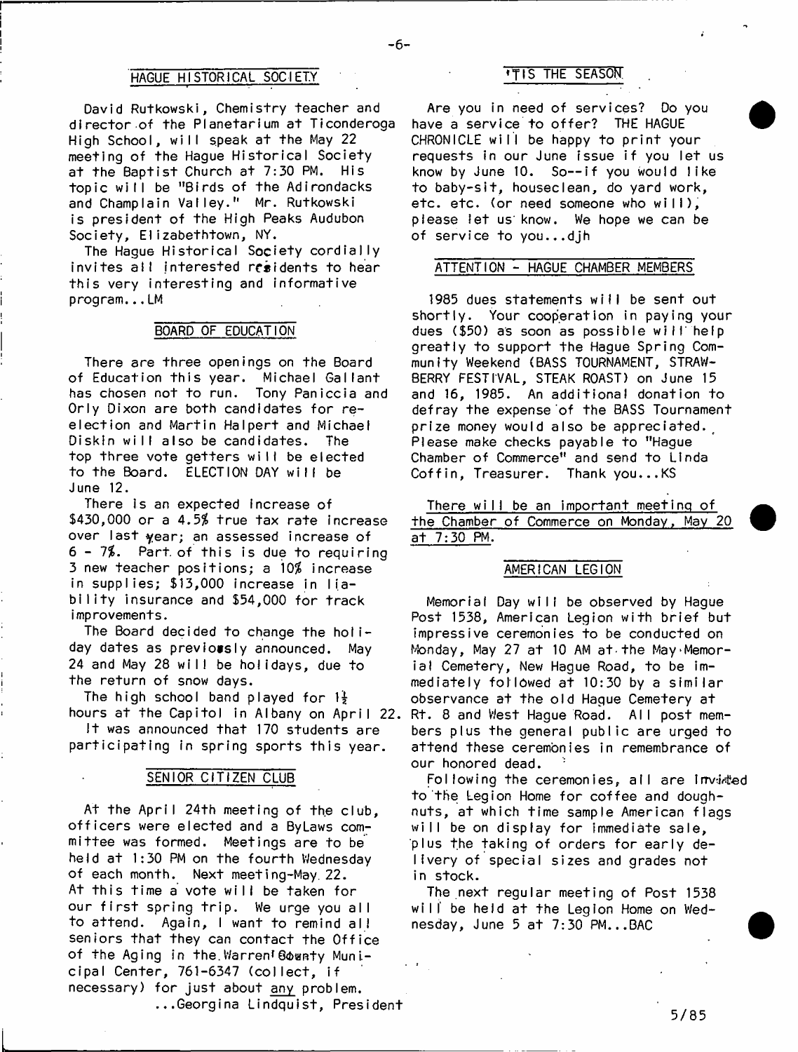## HAGUE HISTORICAL SOCIETY

David Rutkowski, Chemistry teacher and director of the Planetarium at Ticonderoga High School, will speak at the May 22 meeting of the Hague Historical Society at the Baptist Church at 7:30 PM. His topic will be "Birds of the Adirondacks and Champlain Valley." Mr. Rutkowski is president of the High Peaks Audubon Society, Elizabethtown, NY.

The Hague Historical Society cordially invites all interested residents to hear this very interesting and informative program...LM

## BOARD OF EDUCATION

There are three openings on the Board of Education this year. Michael Gallant has chosen not to run. Tony Paniccia and Orly Dixon are both candidates for re-election and Martin Halpert and Michael Diskin will also be candidates. The top three vote getters will be elected to the Board. ELECTION DAY will be June 12.

There is an expected increase of $430,000 or a 4.5% true tax rate increase over last year; an assessed increase of 6 - 7%. Part of this is due to requiring 3 new teacher positions; a 10% increase in supplies; $13,000 increase in liability insurance and $54,000 for track improvements.

The Board decided to change the holiday dates as previously announced. May 24 and May 28 will be holidays, due to the return of snow days.

The high school band played for 1½ hours at the Capitol in Albany on April 22.

It was announced that 170 students are participating in spring sports this year.

## SENIOR CITIZEN CLUB

At the April 24th meeting of the club, officers were elected and a ByLaws committee was formed. Meetings are to be held at 1:30 PM on the fourth Wednesday of each month. Next meeting-May 22. At this time a vote will be taken for our first spring trip. We urge you all to attend. Again, I want to remind all seniors that they can contact the Office of the Aging in the Warren County Municipal Center, 761-6347 (collect, if necessary) for just about any problem.

...Georgina Lindquist, President

## 'TIS THE SEASON

Are you in need of services? Do you have a service to offer? THE HAGUE CHRONICLE will be happy to print your requests in our June issue if you let us know by June 10. So--if you would like to baby-sit, houseclean, do yard work, etc. etc. (or need someone who will), please let us know. We hope we can be of service to you...djh

## ATTENTION - HAGUE CHAMBER MEMBERS

1985 dues statements will be sent out shortly. Your cooperation in paying your dues ($50) as soon as possible will help greatly to support the Hague Spring Community Weekend (BASS TOURNAMENT, STRAWBERRY FESTIVAL, STEAK ROAST) on June 15 and 16, 1985. An additional donation to defray the expense of the BASS Tournament prize money would also be appreciated. Please make checks payable to "Hague Chamber of Commerce" and send to Linda Coffin, Treasurer. Thank you...KS

There will be an important meeting of the Chamber of Commerce on Monday, May 20 at 7:30 PM.

## AMERICAN LEGION

Memorial Day will be observed by Hague Post 1538, American Legion with brief but impressive ceremonies to be conducted on Monday, May 27 at 10 AM at the May Memorial Cemetery, New Hague Road, to be immediately followed at 10:30 by a similar observance at the old Hague Cemetery at Rt. 8 and West Hague Road. All post members plus the general public are urged to attend these ceremonies in remembrance of our honored dead.

Following the ceremonies, all are invited to the Legion Home for coffee and doughnuts, at which time sample American flags will be on display for immediate sale, plus the taking of orders for early delivery of special sizes and grades not in stock.

The next regular meeting of Post 1538 will be held at the Legion Home on Wednesday, June 5 at 7:30 PM...BAC

5/85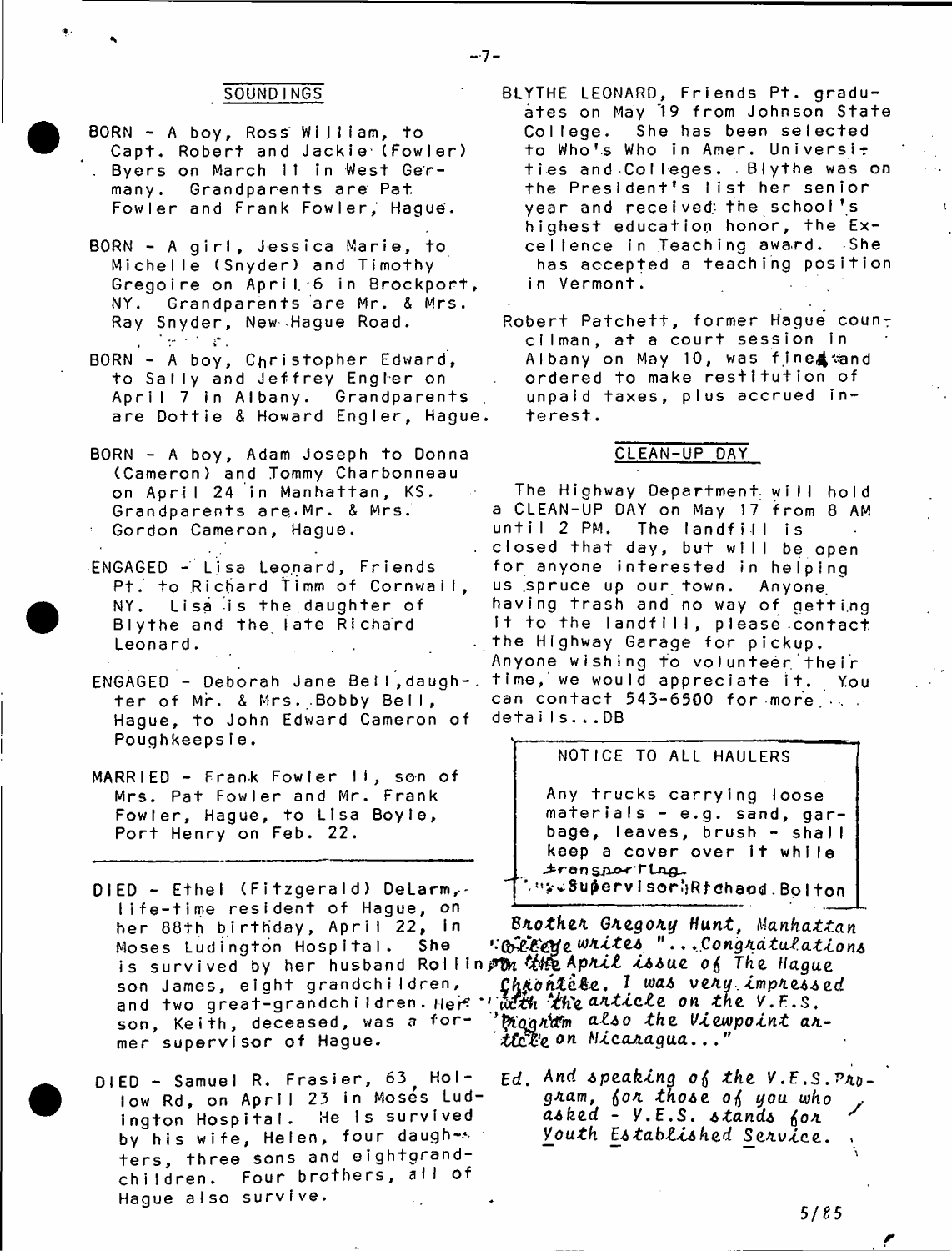## SOUNDINGS

BORN - A boy, Ross William, to Capt. Robert and Jackie (Fowler) Byers on March 11 in West Germany. Grandparents are Pat Fowler and Frank Fowler, Hague.

BORN - A girl, Jessica Marie, to Michelle (Snyder) and Timothy Gregoire on April 6 in Brockport, NY. Grandparents are Mr. & Mrs. Ray Snyder, New Hague Road.

BORN - A boy, Christopher Edward, to Sally and Jeffrey Engler on April 7 in Albany. Grandparents are Dottie & Howard Engler, Hague.

BORN - A boy, Adam Joseph to Donna (Cameron) and Tommy Charbonneau on April 24 in Manhattan, KS. Grandparents are Mr. & Mrs. Gordon Cameron, Hague.

ENGAGED - Lisa Leonard, Friends Pt. to Richard Timm of Cornwall, NY. Lisa is the daughter of Blythe and the late Richard Leonard.

ENGAGED - Deborah Jane Bell, daughter of Mr. & Mrs. Bobby Bell, Hague, to John Edward Cameron of Poughkeepsie.

MARRIED - Frank Fowler II, son of Mrs. Pat Fowler and Mr. Frank Fowler, Hague, to Lisa Boyle, Port Henry on Feb. 22.

---

DIED - Ethel (Fitzgerald) DeLarm, life-time resident of Hague, on her 88th birthday, April 22, in Moses Ludington Hospital. She is survived by her husband Rollin, son James, eight grandchildren, and two great-grandchildren. Her son, Keith, deceased, was a former supervisor of Hague.

DIED - Samuel R. Frasier, 63, Hollow Rd, on April 23 in Moses Ludington Hospital. He is survived by his wife, Helen, four daughters, three sons and eightgrandchildren. Four brothers, all of Hague also survive.

BLYTHE LEONARD, Friends Pt. graduates on May 19 from Johnson State College. She has been selected to Who's Who in Amer. Universities and Colleges. Blythe was on the President's list her senior year and received the school's highest education honor, the Excellence in Teaching award. She has accepted a teaching position in Vermont.

Robert Patchett, former Hague councilman, at a court session in Albany on May 10, was fined and ordered to make restitution of unpaid taxes, plus accrued interest.

## CLEAN-UP DAY

The Highway Department will hold a CLEAN-UP DAY on May 17 from 8 AM until 2 PM. The landfill is closed that day, but will be open for anyone interested in helping us spruce up our town. Anyone having trash and no way of getting it to the landfill, please contact the Highway Garage for pickup. Anyone wishing to volunteer their time, we would appreciate it. You can contact 543-6500 for more details...DB

> NOTICE TO ALL HAULERS
>
> Any trucks carrying loose materials - e.g. sand, garbage, leaves, brush - shall keep a cover over it while transporting.
>
> Supervisor Richard Bolton

*Brother Gregory Hunt, Manhattan College writes "...Congratulations on the April issue of The Hague Chronicle. I was very impressed with the article on the Y.E.S. Program also the Viewpoint article on Nicaragua..."*

*Ed. And speaking of the Y.E.S. Program, for those of you who asked - Y.E.S. stands for Youth Established Service.*

5/85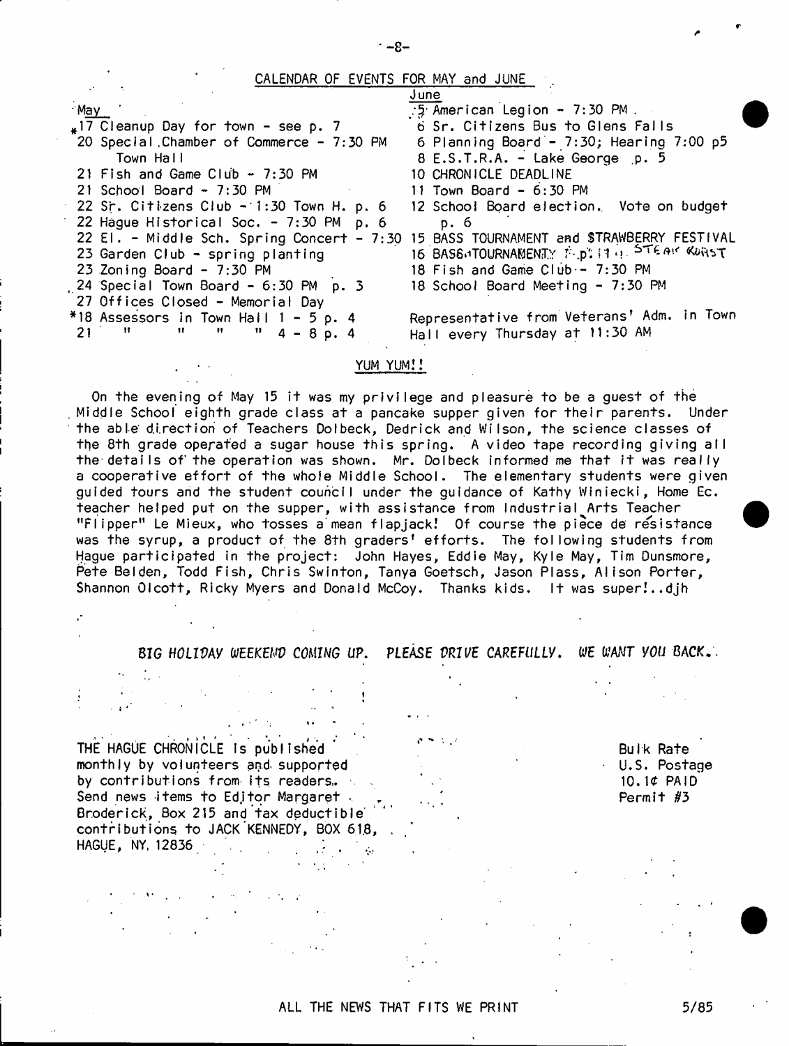## CALENDAR OF EVENTS FOR MAY and JUNE

**May**

*17 Cleanup Day for town - see p. 7
20 Special Chamber of Commerce - 7:30 PM Town Hall
21 Fish and Game Club - 7:30 PM
21 School Board - 7:30 PM
22 Sr. Citizens Club - 1:30 Town H. p. 6
22 Hague Historical Soc. - 7:30 PM p. 6
22 El. - Middle Sch. Spring Concert - 7:30
23 Garden Club - spring planting
23 Zoning Board - 7:30 PM
24 Special Town Board - 6:30 PM p. 3
27 Offices Closed - Memorial Day
*18 Assessors in Town Hall 1 - 5 p. 4
21 " " " " 4 - 8 p. 4

**June**

5 American Legion - 7:30 PM
6 Sr. Citizens Bus to Glens Falls
6 Planning Board - 7:30; Hearing 7:00 p5
8 E.S.T.R.A. - Lake George p. 5
10 CHRONICLE DEADLINE
11 Town Board - 6:30 PM
12 School Board election. Vote on budget p. 6
15 BASS TOURNAMENT and STRAWBERRY FESTIVAL
16 BASS TOURNAMENT p. 11 STEAK ROAST
18 Fish and Game Club - 7:30 PM
18 School Board Meeting - 7:30 PM

Representative from Veterans' Adm. in Town Hall every Thursday at 11:30 AM

## YUM YUM!!

On the evening of May 15 it was my privilege and pleasure to be a guest of the Middle School eighth grade class at a pancake supper given for their parents. Under the able direction of Teachers Dolbeck, Dedrick and Wilson, the science classes of the 8th grade operated a sugar house this spring. A video tape recording giving all the details of the operation was shown. Mr. Dolbeck informed me that it was really a cooperative effort of the whole Middle School. The elementary students were given guided tours and the student council under the guidance of Kathy Winiecki, Home Ec. teacher helped put on the supper, with assistance from Industrial Arts Teacher "Flipper" Le Mieux, who tosses a mean flapjack! Of course the pièce de résistance was the syrup, a product of the 8th graders' efforts. The following students from Hague participated in the project: John Hayes, Eddie May, Kyle May, Tim Dunsmore, Pete Belden, Todd Fish, Chris Swinton, Tanya Goetsch, Jason Plass, Alison Porter, Shannon Olcott, Ricky Myers and Donald McCoy. Thanks kids. It was super!..djh

*BIG HOLIDAY WEEKEND COMING UP. PLEASE DRIVE CAREFULLY. WE WANT YOU BACK.*

THE HAGUE CHRONICLE is published monthly by volunteers and supported by contributions from its readers. Send news items to Editor Margaret Broderick, Box 215 and tax deductible contributions to JACK KENNEDY, BOX 618, HAGUE, NY 12836

Bulk Rate
U.S. Postage
10.1¢ PAID
Permit #3

ALL THE NEWS THAT FITS WE PRINT 5/85